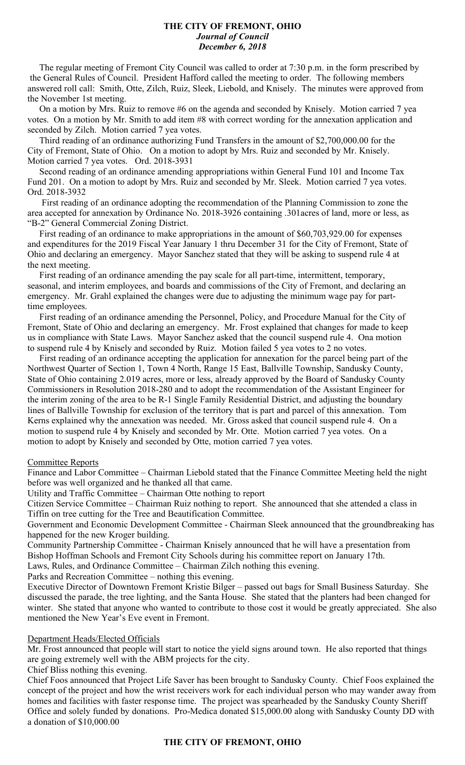# THE CITY OF FREMONT, OHIO

***Journal of Council***

***December 6, 2018***

The regular meeting of Fremont City Council was called to order at 7:30 p.m. in the form prescribed by the General Rules of Council. President Hafford called the meeting to order. The following members answered roll call: Smith, Otte, Zilch, Ruiz, Sleek, Liebold, and Knisely. The minutes were approved from the November 1st meeting.

On a motion by Mrs. Ruiz to remove #6 on the agenda and seconded by Knisely. Motion carried 7 yea votes. On a motion by Mr. Smith to add item #8 with correct wording for the annexation application and seconded by Zilch. Motion carried 7 yea votes.

Third reading of an ordinance authorizing Fund Transfers in the amount of $2,700,000.00 for the City of Fremont, State of Ohio. On a motion to adopt by Mrs. Ruiz and seconded by Mr. Knisely. Motion carried 7 yea votes. Ord. 2018-3931

Second reading of an ordinance amending appropriations within General Fund 101 and Income Tax Fund 201. On a motion to adopt by Mrs. Ruiz and seconded by Mr. Sleek. Motion carried 7 yea votes. Ord. 2018-3932

First reading of an ordinance adopting the recommendation of the Planning Commission to zone the area accepted for annexation by Ordinance No. 2018-3926 containing .301acres of land, more or less, as "B-2" General Commercial Zoning District.

First reading of an ordinance to make appropriations in the amount of $60,703,929.00 for expenses and expenditures for the 2019 Fiscal Year January 1 thru December 31 for the City of Fremont, State of Ohio and declaring an emergency. Mayor Sanchez stated that they will be asking to suspend rule 4 at the next meeting.

First reading of an ordinance amending the pay scale for all part-time, intermittent, temporary, seasonal, and interim employees, and boards and commissions of the City of Fremont, and declaring an emergency. Mr. Grahl explained the changes were due to adjusting the minimum wage pay for part-time employees.

First reading of an ordinance amending the Personnel, Policy, and Procedure Manual for the City of Fremont, State of Ohio and declaring an emergency. Mr. Frost explained that changes for made to keep us in compliance with State Laws. Mayor Sanchez asked that the council suspend rule 4. Ona motion to suspend rule 4 by Knisely and seconded by Ruiz. Motion failed 5 yea votes to 2 no votes.

First reading of an ordinance accepting the application for annexation for the parcel being part of the Northwest Quarter of Section 1, Town 4 North, Range 15 East, Ballville Township, Sandusky County, State of Ohio containing 2.019 acres, more or less, already approved by the Board of Sandusky County Commissioners in Resolution 2018-280 and to adopt the recommendation of the Assistant Engineer for the interim zoning of the area to be R-1 Single Family Residential District, and adjusting the boundary lines of Ballville Township for exclusion of the territory that is part and parcel of this annexation. Tom Kerns explained why the annexation was needed. Mr. Gross asked that council suspend rule 4. On a motion to suspend rule 4 by Knisely and seconded by Mr. Otte. Motion carried 7 yea votes. On a motion to adopt by Knisely and seconded by Otte, motion carried 7 yea votes.

## Committee Reports

Finance and Labor Committee – Chairman Liebold stated that the Finance Committee Meeting held the night before was well organized and he thanked all that came.

Utility and Traffic Committee – Chairman Otte nothing to report

Citizen Service Committee – Chairman Ruiz nothing to report. She announced that she attended a class in Tiffin on tree cutting for the Tree and Beautification Committee.

Government and Economic Development Committee - Chairman Sleek announced that the groundbreaking has happened for the new Kroger building.

Community Partnership Committee - Chairman Knisely announced that he will have a presentation from Bishop Hoffman Schools and Fremont City Schools during his committee report on January 17th.

Laws, Rules, and Ordinance Committee – Chairman Zilch nothing this evening.

Parks and Recreation Committee – nothing this evening.

Executive Director of Downtown Fremont Kristie Bilger – passed out bags for Small Business Saturday. She discussed the parade, the tree lighting, and the Santa House. She stated that the planters had been changed for winter. She stated that anyone who wanted to contribute to those cost it would be greatly appreciated. She also mentioned the New Year's Eve event in Fremont.

## Department Heads/Elected Officials

Mr. Frost announced that people will start to notice the yield signs around town. He also reported that things are going extremely well with the ABM projects for the city.

Chief Bliss nothing this evening.

Chief Foos announced that Project Life Saver has been brought to Sandusky County. Chief Foos explained the concept of the project and how the wrist receivers work for each individual person who may wander away from homes and facilities with faster response time. The project was spearheaded by the Sandusky County Sheriff Office and solely funded by donations. Pro-Medica donated $15,000.00 along with Sandusky County DD with a donation of $10,000.00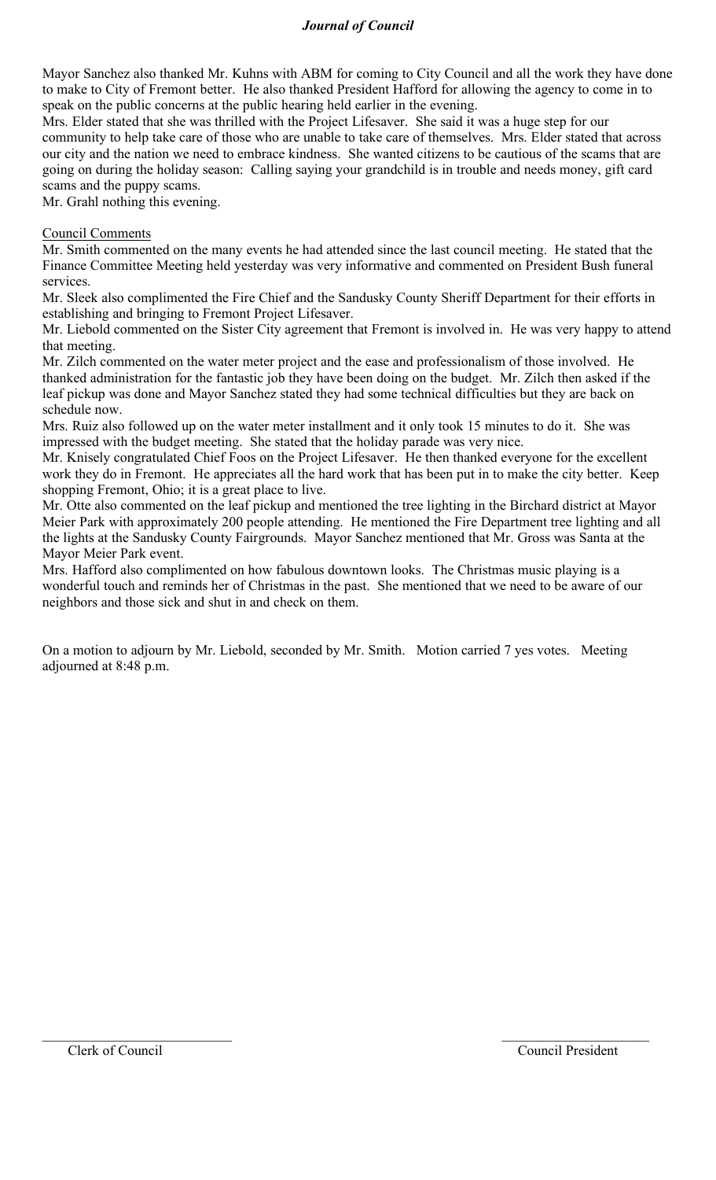Mayor Sanchez also thanked Mr. Kuhns with ABM for coming to City Council and all the work they have done to make to City of Fremont better. He also thanked President Hafford for allowing the agency to come in to speak on the public concerns at the public hearing held earlier in the evening.
Mrs. Elder stated that she was thrilled with the Project Lifesaver. She said it was a huge step for our community to help take care of those who are unable to take care of themselves. Mrs. Elder stated that across our city and the nation we need to embrace kindness. She wanted citizens to be cautious of the scams that are going on during the holiday season: Calling saying your grandchild is in trouble and needs money, gift card scams and the puppy scams.
Mr. Grahl nothing this evening.

Council Comments

Mr. Smith commented on the many events he had attended since the last council meeting. He stated that the Finance Committee Meeting held yesterday was very informative and commented on President Bush funeral services.
Mr. Sleek also complimented the Fire Chief and the Sandusky County Sheriff Department for their efforts in establishing and bringing to Fremont Project Lifesaver.
Mr. Liebold commented on the Sister City agreement that Fremont is involved in. He was very happy to attend that meeting.
Mr. Zilch commented on the water meter project and the ease and professionalism of those involved. He thanked administration for the fantastic job they have been doing on the budget. Mr. Zilch then asked if the leaf pickup was done and Mayor Sanchez stated they had some technical difficulties but they are back on schedule now.
Mrs. Ruiz also followed up on the water meter installment and it only took 15 minutes to do it. She was impressed with the budget meeting. She stated that the holiday parade was very nice.
Mr. Knisely congratulated Chief Foos on the Project Lifesaver. He then thanked everyone for the excellent work they do in Fremont. He appreciates all the hard work that has been put in to make the city better. Keep shopping Fremont, Ohio; it is a great place to live.
Mr. Otte also commented on the leaf pickup and mentioned the tree lighting in the Birchard district at Mayor Meier Park with approximately 200 people attending. He mentioned the Fire Department tree lighting and all the lights at the Sandusky County Fairgrounds. Mayor Sanchez mentioned that Mr. Gross was Santa at the Mayor Meier Park event.
Mrs. Hafford also complimented on how fabulous downtown looks. The Christmas music playing is a wonderful touch and reminds her of Christmas in the past. She mentioned that we need to be aware of our neighbors and those sick and shut in and check on them.

On a motion to adjourn by Mr. Liebold, seconded by Mr. Smith. Motion carried 7 yes votes. Meeting adjourned at 8:48 p.m.

\_\_\_\_\_\_\_\_\_\_\_\_\_\_\_\_\_\_\_\_\_\_\_\_\_\_ Clerk of Council

\_\_\_\_\_\_\_\_\_\_\_\_\_\_\_\_\_\_\_\_\_\_\_\_\_\_ Council President